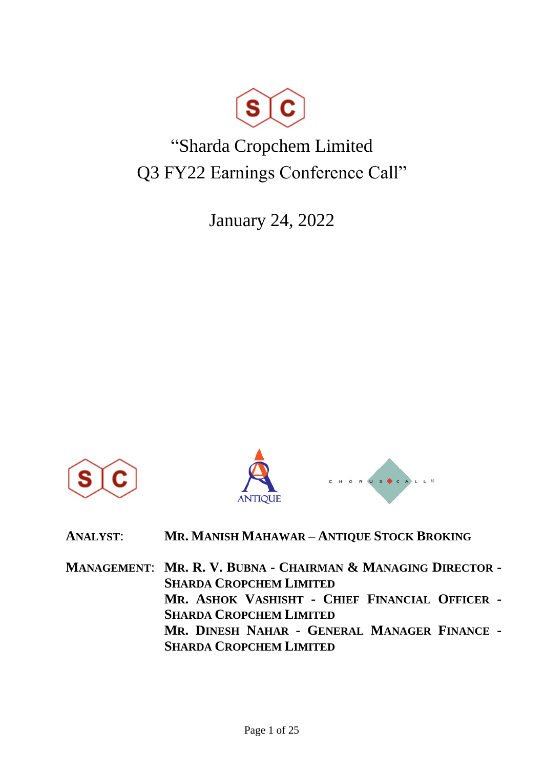# "Sharda Cropchem Limited Q3 FY22 Earnings Conference Call"

January 24, 2022

**ANALYST:** **MR. MANISH MAHAWAR – ANTIQUE STOCK BROKING**

**MANAGEMENT:** **MR. R. V. BUBNA - CHAIRMAN & MANAGING DIRECTOR - SHARDA CROPCHEM LIMITED**
**MR. ASHOK VASHISHT - CHIEF FINANCIAL OFFICER - SHARDA CROPCHEM LIMITED**
**MR. DINESH NAHAR - GENERAL MANAGER FINANCE - SHARDA CROPCHEM LIMITED**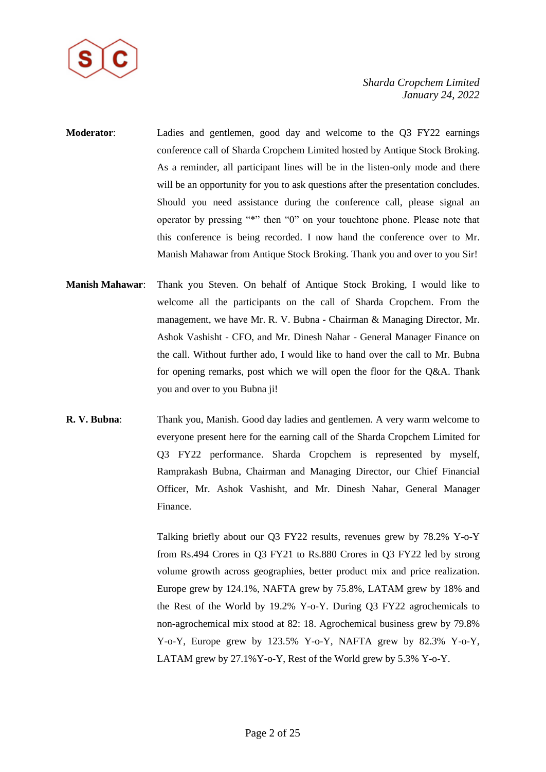**Moderator**: Ladies and gentlemen, good day and welcome to the Q3 FY22 earnings conference call of Sharda Cropchem Limited hosted by Antique Stock Broking. As a reminder, all participant lines will be in the listen-only mode and there will be an opportunity for you to ask questions after the presentation concludes. Should you need assistance during the conference call, please signal an operator by pressing "*" then "0" on your touchtone phone. Please note that this conference is being recorded. I now hand the conference over to Mr. Manish Mahawar from Antique Stock Broking. Thank you and over to you Sir!

**Manish Mahawar**: Thank you Steven. On behalf of Antique Stock Broking, I would like to welcome all the participants on the call of Sharda Cropchem. From the management, we have Mr. R. V. Bubna - Chairman & Managing Director, Mr. Ashok Vashisht - CFO, and Mr. Dinesh Nahar - General Manager Finance on the call. Without further ado, I would like to hand over the call to Mr. Bubna for opening remarks, post which we will open the floor for the Q&A. Thank you and over to you Bubna ji!

**R. V. Bubna**: Thank you, Manish. Good day ladies and gentlemen. A very warm welcome to everyone present here for the earning call of the Sharda Cropchem Limited for Q3 FY22 performance. Sharda Cropchem is represented by myself, Ramprakash Bubna, Chairman and Managing Director, our Chief Financial Officer, Mr. Ashok Vashisht, and Mr. Dinesh Nahar, General Manager Finance.

Talking briefly about our Q3 FY22 results, revenues grew by 78.2% Y-o-Y from Rs.494 Crores in Q3 FY21 to Rs.880 Crores in Q3 FY22 led by strong volume growth across geographies, better product mix and price realization. Europe grew by 124.1%, NAFTA grew by 75.8%, LATAM grew by 18% and the Rest of the World by 19.2% Y-o-Y. During Q3 FY22 agrochemicals to non-agrochemical mix stood at 82: 18. Agrochemical business grew by 79.8% Y-o-Y, Europe grew by 123.5% Y-o-Y, NAFTA grew by 82.3% Y-o-Y, LATAM grew by 27.1%Y-o-Y, Rest of the World grew by 5.3% Y-o-Y.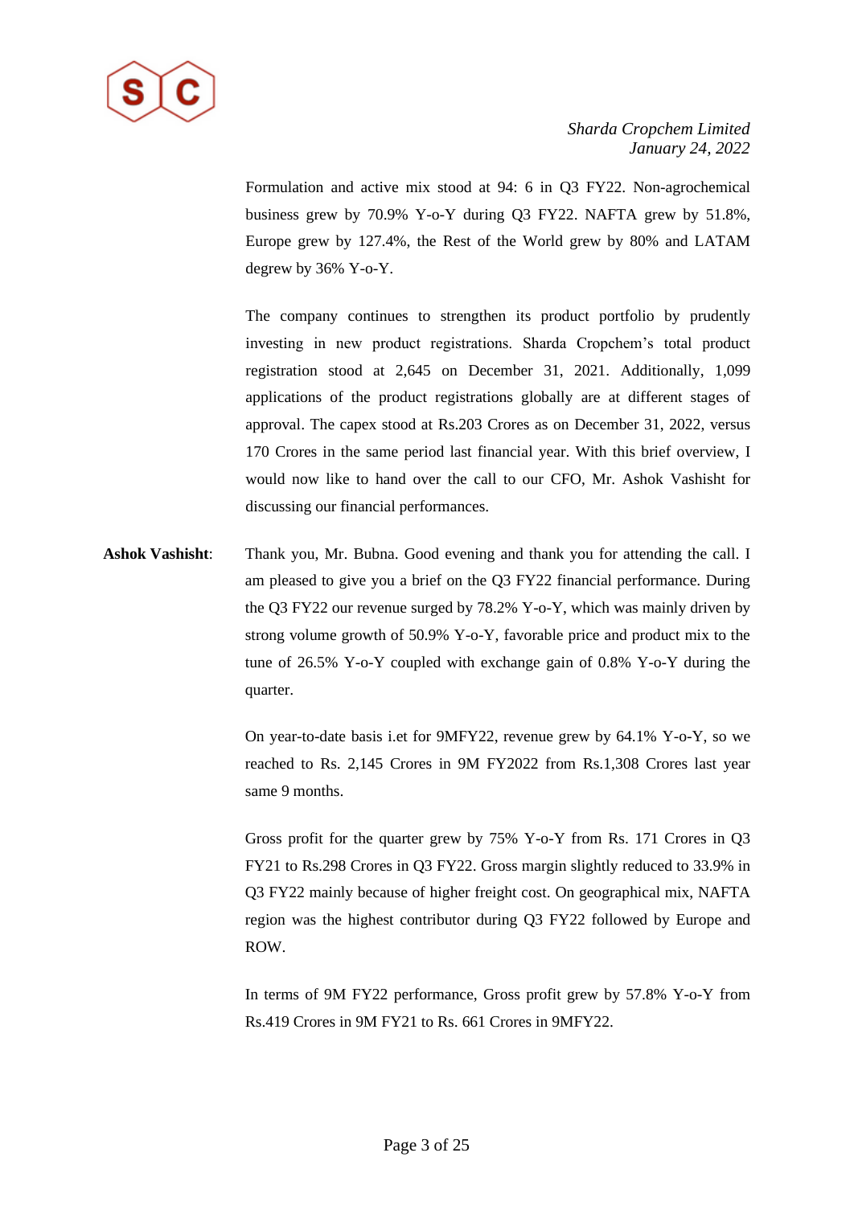Formulation and active mix stood at 94: 6 in Q3 FY22. Non-agrochemical business grew by 70.9% Y-o-Y during Q3 FY22. NAFTA grew by 51.8%, Europe grew by 127.4%, the Rest of the World grew by 80% and LATAM degrew by 36% Y-o-Y.

The company continues to strengthen its product portfolio by prudently investing in new product registrations. Sharda Cropchem's total product registration stood at 2,645 on December 31, 2021. Additionally, 1,099 applications of the product registrations globally are at different stages of approval. The capex stood at Rs.203 Crores as on December 31, 2022, versus 170 Crores in the same period last financial year. With this brief overview, I would now like to hand over the call to our CFO, Mr. Ashok Vashisht for discussing our financial performances.

**Ashok Vashisht**: Thank you, Mr. Bubna. Good evening and thank you for attending the call. I am pleased to give you a brief on the Q3 FY22 financial performance. During the Q3 FY22 our revenue surged by 78.2% Y-o-Y, which was mainly driven by strong volume growth of 50.9% Y-o-Y, favorable price and product mix to the tune of 26.5% Y-o-Y coupled with exchange gain of 0.8% Y-o-Y during the quarter.

On year-to-date basis i.et for 9MFY22, revenue grew by 64.1% Y-o-Y, so we reached to Rs. 2,145 Crores in 9M FY2022 from Rs.1,308 Crores last year same 9 months.

Gross profit for the quarter grew by 75% Y-o-Y from Rs. 171 Crores in Q3 FY21 to Rs.298 Crores in Q3 FY22. Gross margin slightly reduced to 33.9% in Q3 FY22 mainly because of higher freight cost. On geographical mix, NAFTA region was the highest contributor during Q3 FY22 followed by Europe and ROW.

In terms of 9M FY22 performance, Gross profit grew by 57.8% Y-o-Y from Rs.419 Crores in 9M FY21 to Rs. 661 Crores in 9MFY22.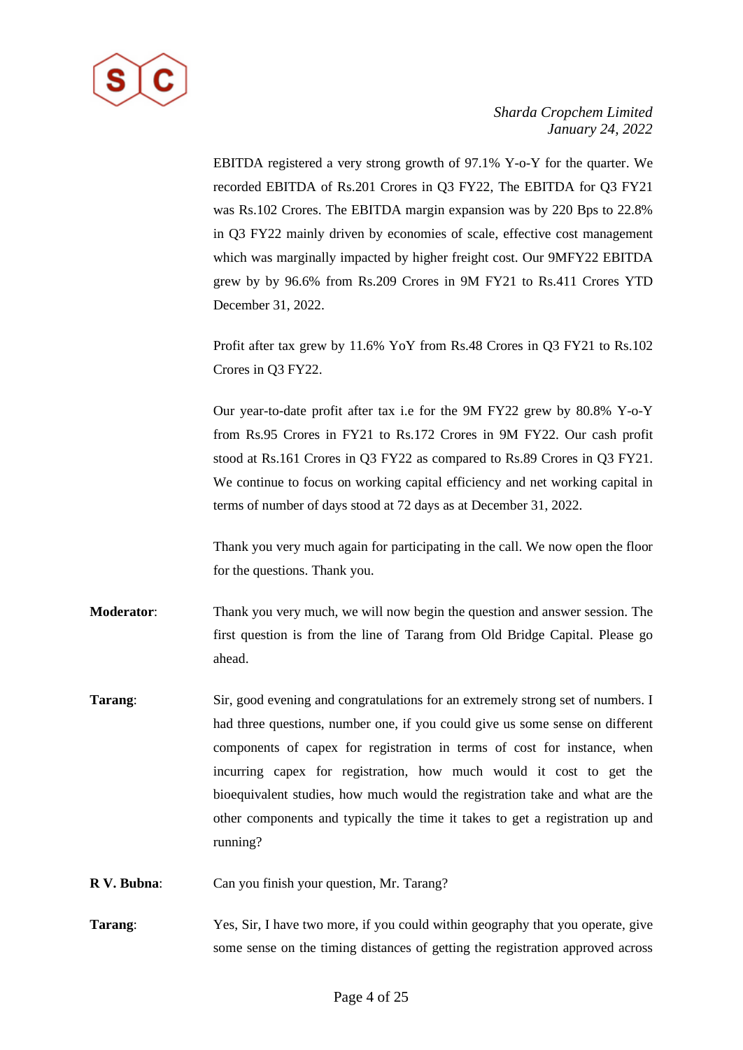EBITDA registered a very strong growth of 97.1% Y-o-Y for the quarter. We recorded EBITDA of Rs.201 Crores in Q3 FY22, The EBITDA for Q3 FY21 was Rs.102 Crores. The EBITDA margin expansion was by 220 Bps to 22.8% in Q3 FY22 mainly driven by economies of scale, effective cost management which was marginally impacted by higher freight cost. Our 9MFY22 EBITDA grew by by 96.6% from Rs.209 Crores in 9M FY21 to Rs.411 Crores YTD December 31, 2022.

Profit after tax grew by 11.6% YoY from Rs.48 Crores in Q3 FY21 to Rs.102 Crores in Q3 FY22.

Our year-to-date profit after tax i.e for the 9M FY22 grew by 80.8% Y-o-Y from Rs.95 Crores in FY21 to Rs.172 Crores in 9M FY22. Our cash profit stood at Rs.161 Crores in Q3 FY22 as compared to Rs.89 Crores in Q3 FY21. We continue to focus on working capital efficiency and net working capital in terms of number of days stood at 72 days as at December 31, 2022.

Thank you very much again for participating in the call. We now open the floor for the questions. Thank you.

**Moderator**: Thank you very much, we will now begin the question and answer session. The first question is from the line of Tarang from Old Bridge Capital. Please go ahead.

**Tarang**: Sir, good evening and congratulations for an extremely strong set of numbers. I had three questions, number one, if you could give us some sense on different components of capex for registration in terms of cost for instance, when incurring capex for registration, how much would it cost to get the bioequivalent studies, how much would the registration take and what are the other components and typically the time it takes to get a registration up and running?

**R V. Bubna**: Can you finish your question, Mr. Tarang?

**Tarang**: Yes, Sir, I have two more, if you could within geography that you operate, give some sense on the timing distances of getting the registration approved across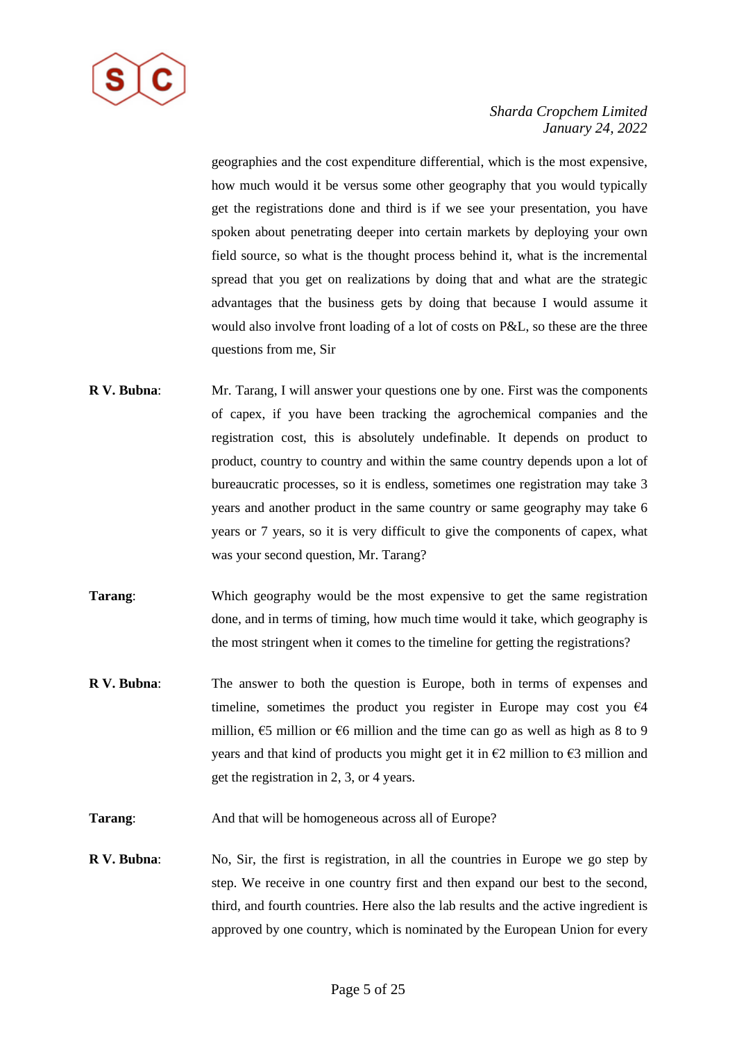geographies and the cost expenditure differential, which is the most expensive, how much would it be versus some other geography that you would typically get the registrations done and third is if we see your presentation, you have spoken about penetrating deeper into certain markets by deploying your own field source, so what is the thought process behind it, what is the incremental spread that you get on realizations by doing that and what are the strategic advantages that the business gets by doing that because I would assume it would also involve front loading of a lot of costs on P&L, so these are the three questions from me, Sir

**R V. Bubna**: Mr. Tarang, I will answer your questions one by one. First was the components of capex, if you have been tracking the agrochemical companies and the registration cost, this is absolutely undefinable. It depends on product to product, country to country and within the same country depends upon a lot of bureaucratic processes, so it is endless, sometimes one registration may take 3 years and another product in the same country or same geography may take 6 years or 7 years, so it is very difficult to give the components of capex, what was your second question, Mr. Tarang?

**Tarang**: Which geography would be the most expensive to get the same registration done, and in terms of timing, how much time would it take, which geography is the most stringent when it comes to the timeline for getting the registrations?

**R V. Bubna**: The answer to both the question is Europe, both in terms of expenses and timeline, sometimes the product you register in Europe may cost you €4 million, €5 million or €6 million and the time can go as well as high as 8 to 9 years and that kind of products you might get it in €2 million to €3 million and get the registration in 2, 3, or 4 years.

**Tarang**: And that will be homogeneous across all of Europe?

**R V. Bubna**: No, Sir, the first is registration, in all the countries in Europe we go step by step. We receive in one country first and then expand our best to the second, third, and fourth countries. Here also the lab results and the active ingredient is approved by one country, which is nominated by the European Union for every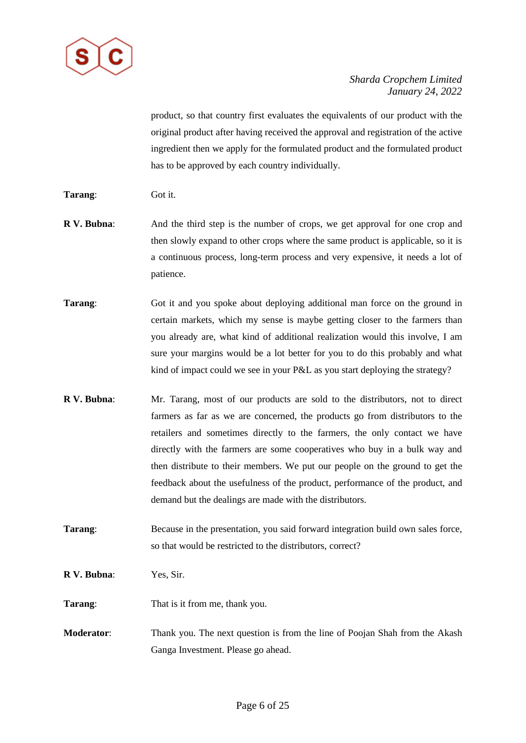product, so that country first evaluates the equivalents of our product with the original product after having received the approval and registration of the active ingredient then we apply for the formulated product and the formulated product has to be approved by each country individually.

**Tarang**: Got it.

**R V. Bubna**: And the third step is the number of crops, we get approval for one crop and then slowly expand to other crops where the same product is applicable, so it is a continuous process, long-term process and very expensive, it needs a lot of patience.

**Tarang**: Got it and you spoke about deploying additional man force on the ground in certain markets, which my sense is maybe getting closer to the farmers than you already are, what kind of additional realization would this involve, I am sure your margins would be a lot better for you to do this probably and what kind of impact could we see in your P&L as you start deploying the strategy?

**R V. Bubna**: Mr. Tarang, most of our products are sold to the distributors, not to direct farmers as far as we are concerned, the products go from distributors to the retailers and sometimes directly to the farmers, the only contact we have directly with the farmers are some cooperatives who buy in a bulk way and then distribute to their members. We put our people on the ground to get the feedback about the usefulness of the product, performance of the product, and demand but the dealings are made with the distributors.

**Tarang**: Because in the presentation, you said forward integration build own sales force, so that would be restricted to the distributors, correct?

**R V. Bubna**: Yes, Sir.

**Tarang**: That is it from me, thank you.

**Moderator**: Thank you. The next question is from the line of Poojan Shah from the Akash Ganga Investment. Please go ahead.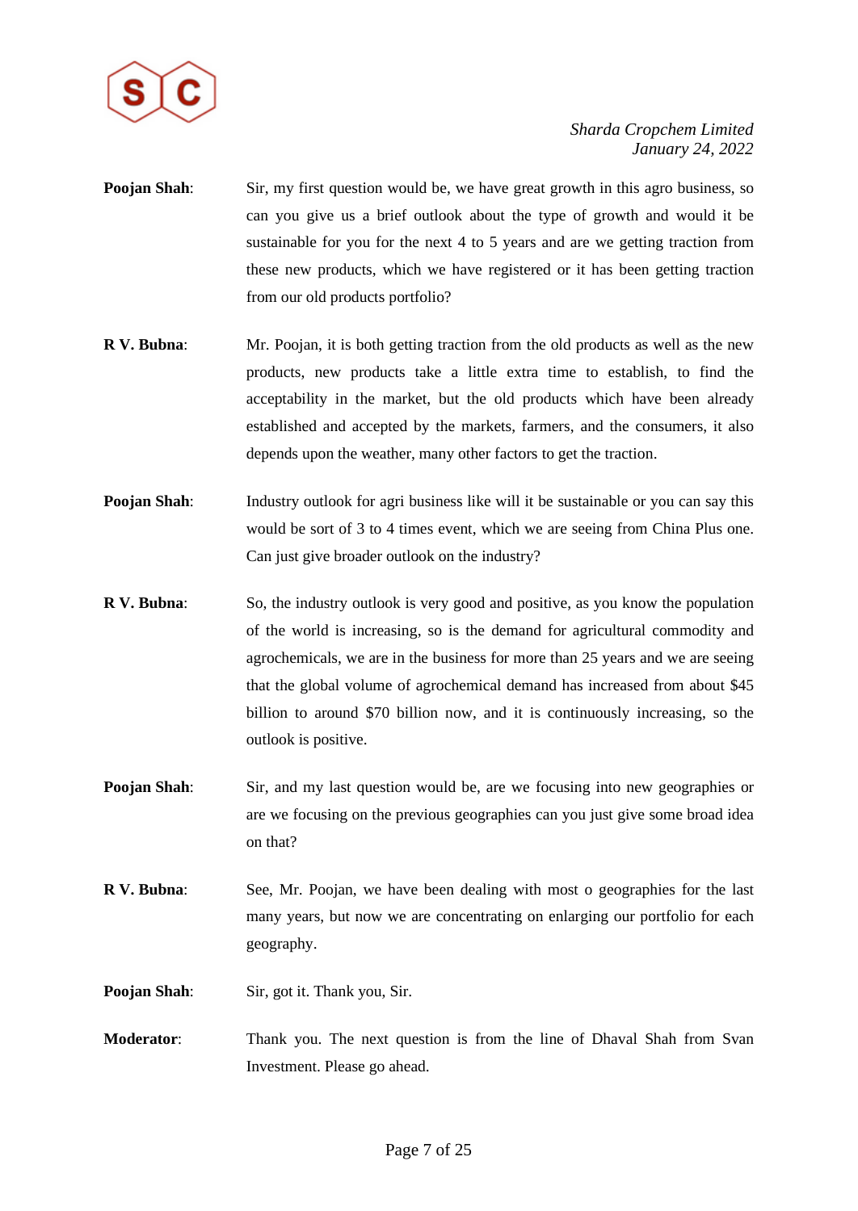**Poojan Shah**: Sir, my first question would be, we have great growth in this agro business, so can you give us a brief outlook about the type of growth and would it be sustainable for you for the next 4 to 5 years and are we getting traction from these new products, which we have registered or it has been getting traction from our old products portfolio?

**R V. Bubna**: Mr. Poojan, it is both getting traction from the old products as well as the new products, new products take a little extra time to establish, to find the acceptability in the market, but the old products which have been already established and accepted by the markets, farmers, and the consumers, it also depends upon the weather, many other factors to get the traction.

**Poojan Shah**: Industry outlook for agri business like will it be sustainable or you can say this would be sort of 3 to 4 times event, which we are seeing from China Plus one. Can just give broader outlook on the industry?

**R V. Bubna**: So, the industry outlook is very good and positive, as you know the population of the world is increasing, so is the demand for agricultural commodity and agrochemicals, we are in the business for more than 25 years and we are seeing that the global volume of agrochemical demand has increased from about $45 billion to around $70 billion now, and it is continuously increasing, so the outlook is positive.

**Poojan Shah**: Sir, and my last question would be, are we focusing into new geographies or are we focusing on the previous geographies can you just give some broad idea on that?

**R V. Bubna**: See, Mr. Poojan, we have been dealing with most o geographies for the last many years, but now we are concentrating on enlarging our portfolio for each geography.

**Poojan Shah**: Sir, got it. Thank you, Sir.

**Moderator**: Thank you. The next question is from the line of Dhaval Shah from Svan Investment. Please go ahead.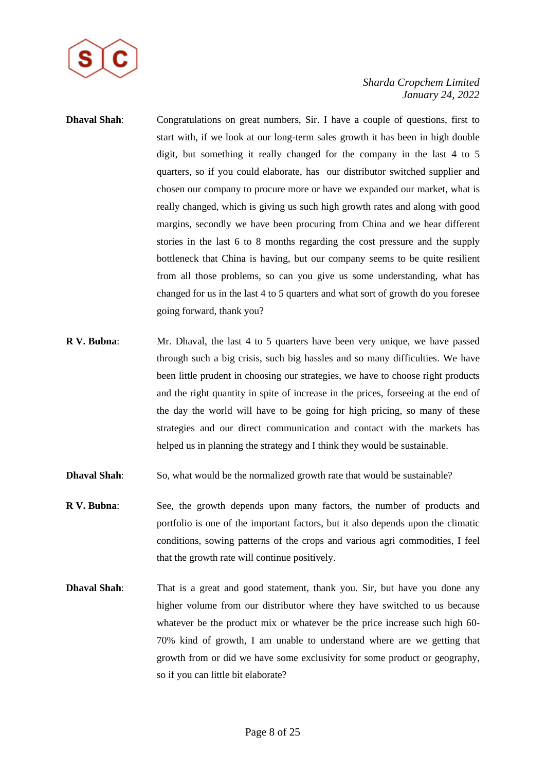**Dhaval Shah**: Congratulations on great numbers, Sir. I have a couple of questions, first to start with, if we look at our long-term sales growth it has been in high double digit, but something it really changed for the company in the last 4 to 5 quarters, so if you could elaborate, has our distributor switched supplier and chosen our company to procure more or have we expanded our market, what is really changed, which is giving us such high growth rates and along with good margins, secondly we have been procuring from China and we hear different stories in the last 6 to 8 months regarding the cost pressure and the supply bottleneck that China is having, but our company seems to be quite resilient from all those problems, so can you give us some understanding, what has changed for us in the last 4 to 5 quarters and what sort of growth do you foresee going forward, thank you?

**R V. Bubna**: Mr. Dhaval, the last 4 to 5 quarters have been very unique, we have passed through such a big crisis, such big hassles and so many difficulties. We have been little prudent in choosing our strategies, we have to choose right products and the right quantity in spite of increase in the prices, forseeing at the end of the day the world will have to be going for high pricing, so many of these strategies and our direct communication and contact with the markets has helped us in planning the strategy and I think they would be sustainable.

**Dhaval Shah**: So, what would be the normalized growth rate that would be sustainable?

**R V. Bubna**: See, the growth depends upon many factors, the number of products and portfolio is one of the important factors, but it also depends upon the climatic conditions, sowing patterns of the crops and various agri commodities, I feel that the growth rate will continue positively.

**Dhaval Shah**: That is a great and good statement, thank you. Sir, but have you done any higher volume from our distributor where they have switched to us because whatever be the product mix or whatever be the price increase such high 60-70% kind of growth, I am unable to understand where are we getting that growth from or did we have some exclusivity for some product or geography, so if you can little bit elaborate?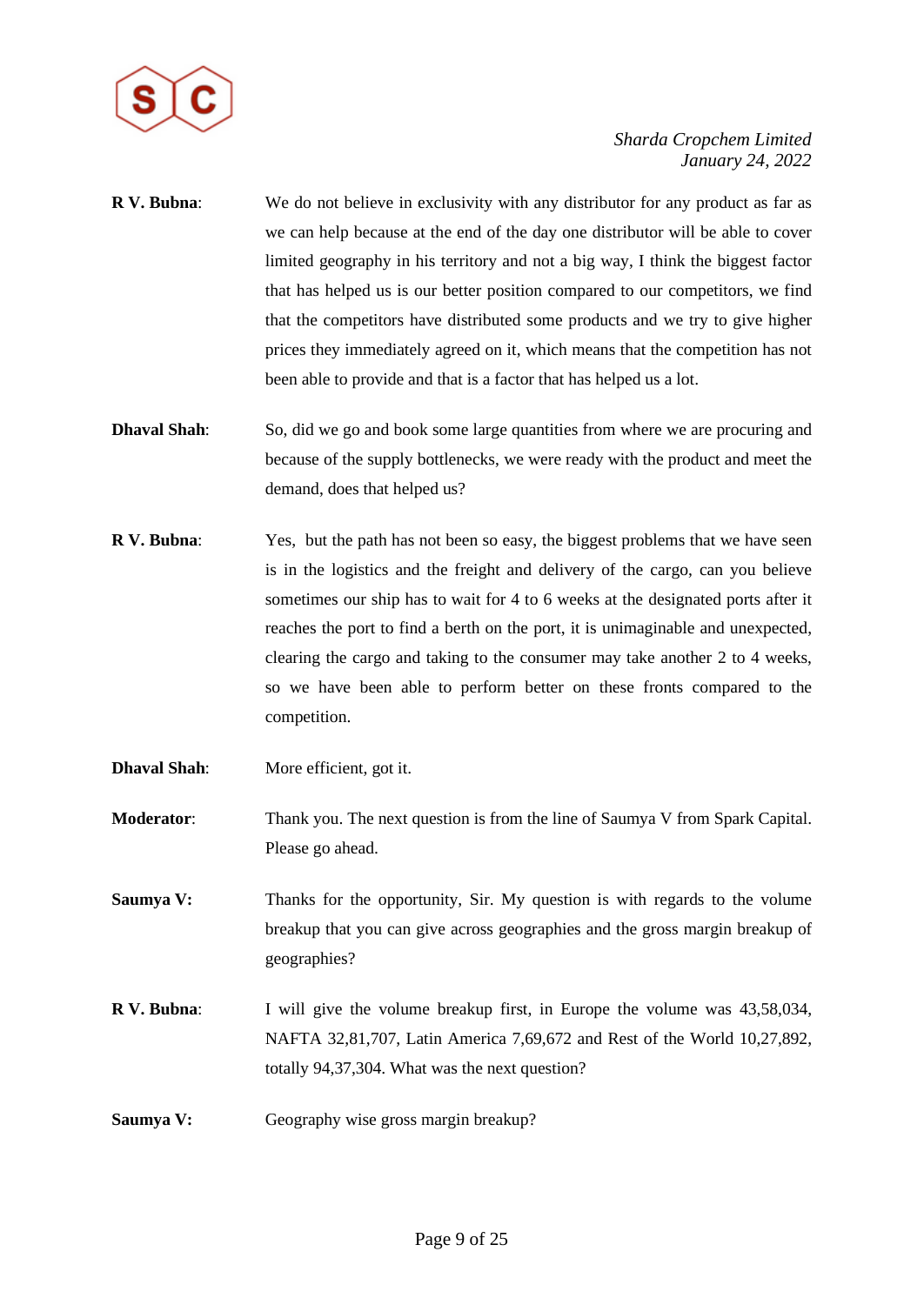**R V. Bubna**: We do not believe in exclusivity with any distributor for any product as far as we can help because at the end of the day one distributor will be able to cover limited geography in his territory and not a big way, I think the biggest factor that has helped us is our better position compared to our competitors, we find that the competitors have distributed some products and we try to give higher prices they immediately agreed on it, which means that the competition has not been able to provide and that is a factor that has helped us a lot.

**Dhaval Shah**: So, did we go and book some large quantities from where we are procuring and because of the supply bottlenecks, we were ready with the product and meet the demand, does that helped us?

**R V. Bubna**: Yes, but the path has not been so easy, the biggest problems that we have seen is in the logistics and the freight and delivery of the cargo, can you believe sometimes our ship has to wait for 4 to 6 weeks at the designated ports after it reaches the port to find a berth on the port, it is unimaginable and unexpected, clearing the cargo and taking to the consumer may take another 2 to 4 weeks, so we have been able to perform better on these fronts compared to the competition.

**Dhaval Shah**: More efficient, got it.

**Moderator**: Thank you. The next question is from the line of Saumya V from Spark Capital. Please go ahead.

**Saumya V:** Thanks for the opportunity, Sir. My question is with regards to the volume breakup that you can give across geographies and the gross margin breakup of geographies?

**R V. Bubna**: I will give the volume breakup first, in Europe the volume was 43,58,034, NAFTA 32,81,707, Latin America 7,69,672 and Rest of the World 10,27,892, totally 94,37,304. What was the next question?

**Saumya V:** Geography wise gross margin breakup?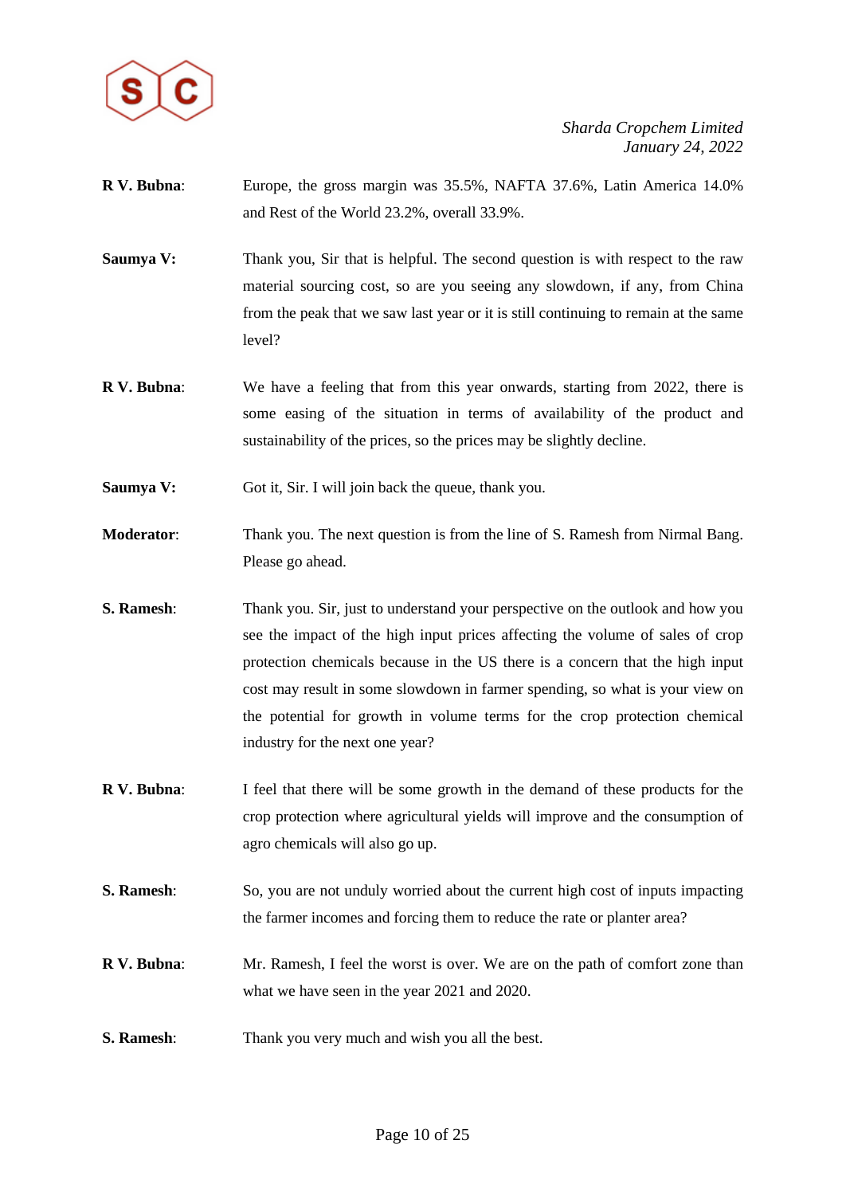**R V. Bubna**: Europe, the gross margin was 35.5%, NAFTA 37.6%, Latin America 14.0% and Rest of the World 23.2%, overall 33.9%.

**Saumya V:** Thank you, Sir that is helpful. The second question is with respect to the raw material sourcing cost, so are you seeing any slowdown, if any, from China from the peak that we saw last year or it is still continuing to remain at the same level?

**R V. Bubna**: We have a feeling that from this year onwards, starting from 2022, there is some easing of the situation in terms of availability of the product and sustainability of the prices, so the prices may be slightly decline.

**Saumya V:** Got it, Sir. I will join back the queue, thank you.

**Moderator**: Thank you. The next question is from the line of S. Ramesh from Nirmal Bang. Please go ahead.

**S. Ramesh**: Thank you. Sir, just to understand your perspective on the outlook and how you see the impact of the high input prices affecting the volume of sales of crop protection chemicals because in the US there is a concern that the high input cost may result in some slowdown in farmer spending, so what is your view on the potential for growth in volume terms for the crop protection chemical industry for the next one year?

**R V. Bubna**: I feel that there will be some growth in the demand of these products for the crop protection where agricultural yields will improve and the consumption of agro chemicals will also go up.

**S. Ramesh**: So, you are not unduly worried about the current high cost of inputs impacting the farmer incomes and forcing them to reduce the rate or planter area?

**R V. Bubna**: Mr. Ramesh, I feel the worst is over. We are on the path of comfort zone than what we have seen in the year 2021 and 2020.

**S. Ramesh**: Thank you very much and wish you all the best.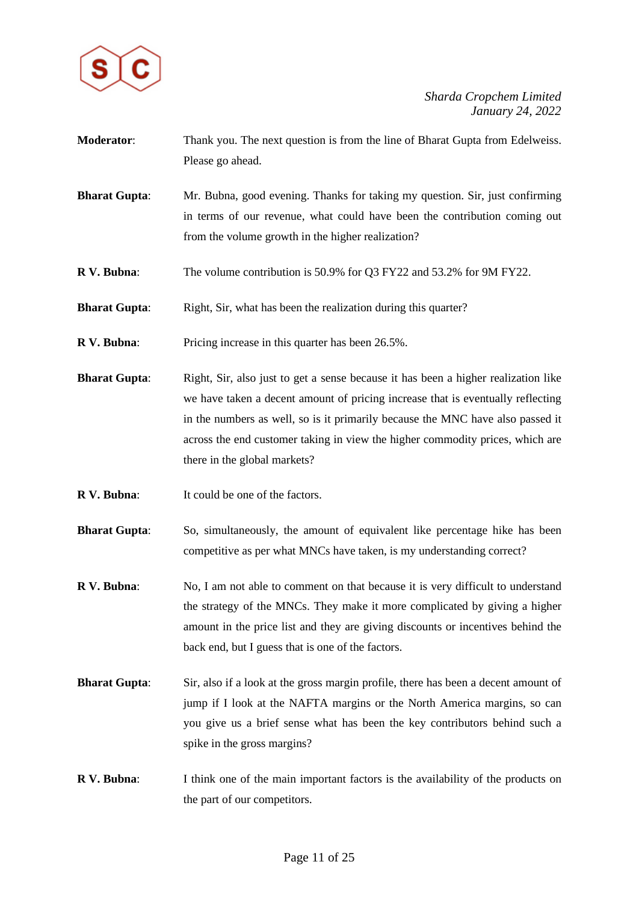**Moderator**: Thank you. The next question is from the line of Bharat Gupta from Edelweiss. Please go ahead.

**Bharat Gupta**: Mr. Bubna, good evening. Thanks for taking my question. Sir, just confirming in terms of our revenue, what could have been the contribution coming out from the volume growth in the higher realization?

**R V. Bubna**: The volume contribution is 50.9% for Q3 FY22 and 53.2% for 9M FY22.

**Bharat Gupta**: Right, Sir, what has been the realization during this quarter?

**R V. Bubna**: Pricing increase in this quarter has been 26.5%.

**Bharat Gupta**: Right, Sir, also just to get a sense because it has been a higher realization like we have taken a decent amount of pricing increase that is eventually reflecting in the numbers as well, so is it primarily because the MNC have also passed it across the end customer taking in view the higher commodity prices, which are there in the global markets?

**R V. Bubna**: It could be one of the factors.

**Bharat Gupta**: So, simultaneously, the amount of equivalent like percentage hike has been competitive as per what MNCs have taken, is my understanding correct?

**R V. Bubna**: No, I am not able to comment on that because it is very difficult to understand the strategy of the MNCs. They make it more complicated by giving a higher amount in the price list and they are giving discounts or incentives behind the back end, but I guess that is one of the factors.

**Bharat Gupta**: Sir, also if a look at the gross margin profile, there has been a decent amount of jump if I look at the NAFTA margins or the North America margins, so can you give us a brief sense what has been the key contributors behind such a spike in the gross margins?

**R V. Bubna**: I think one of the main important factors is the availability of the products on the part of our competitors.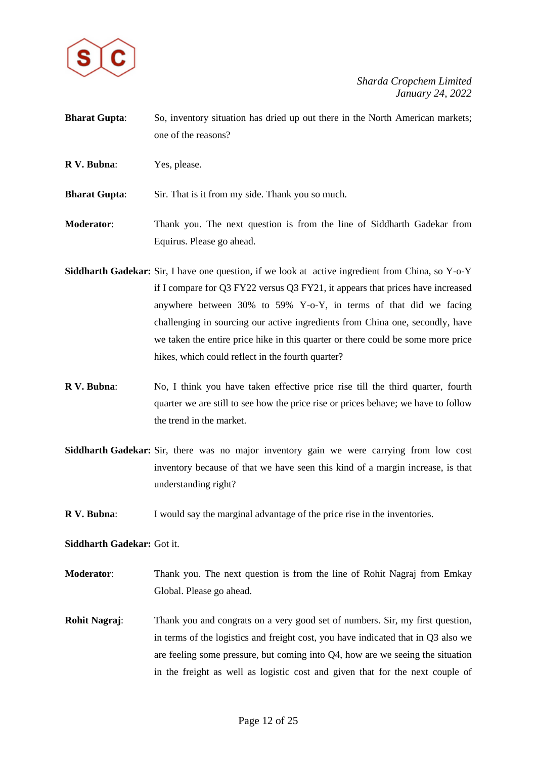**Bharat Gupta**: So, inventory situation has dried up out there in the North American markets; one of the reasons?

**R V. Bubna**: Yes, please.

**Bharat Gupta**: Sir. That is it from my side. Thank you so much.

**Moderator**: Thank you. The next question is from the line of Siddharth Gadekar from Equirus. Please go ahead.

**Siddharth Gadekar:** Sir, I have one question, if we look at active ingredient from China, so Y-o-Y if I compare for Q3 FY22 versus Q3 FY21, it appears that prices have increased anywhere between 30% to 59% Y-o-Y, in terms of that did we facing challenging in sourcing our active ingredients from China one, secondly, have we taken the entire price hike in this quarter or there could be some more price hikes, which could reflect in the fourth quarter?

**R V. Bubna**: No, I think you have taken effective price rise till the third quarter, fourth quarter we are still to see how the price rise or prices behave; we have to follow the trend in the market.

**Siddharth Gadekar:** Sir, there was no major inventory gain we were carrying from low cost inventory because of that we have seen this kind of a margin increase, is that understanding right?

**R V. Bubna**: I would say the marginal advantage of the price rise in the inventories.

**Siddharth Gadekar:** Got it.

**Moderator**: Thank you. The next question is from the line of Rohit Nagraj from Emkay Global. Please go ahead.

**Rohit Nagraj**: Thank you and congrats on a very good set of numbers. Sir, my first question, in terms of the logistics and freight cost, you have indicated that in Q3 also we are feeling some pressure, but coming into Q4, how are we seeing the situation in the freight as well as logistic cost and given that for the next couple of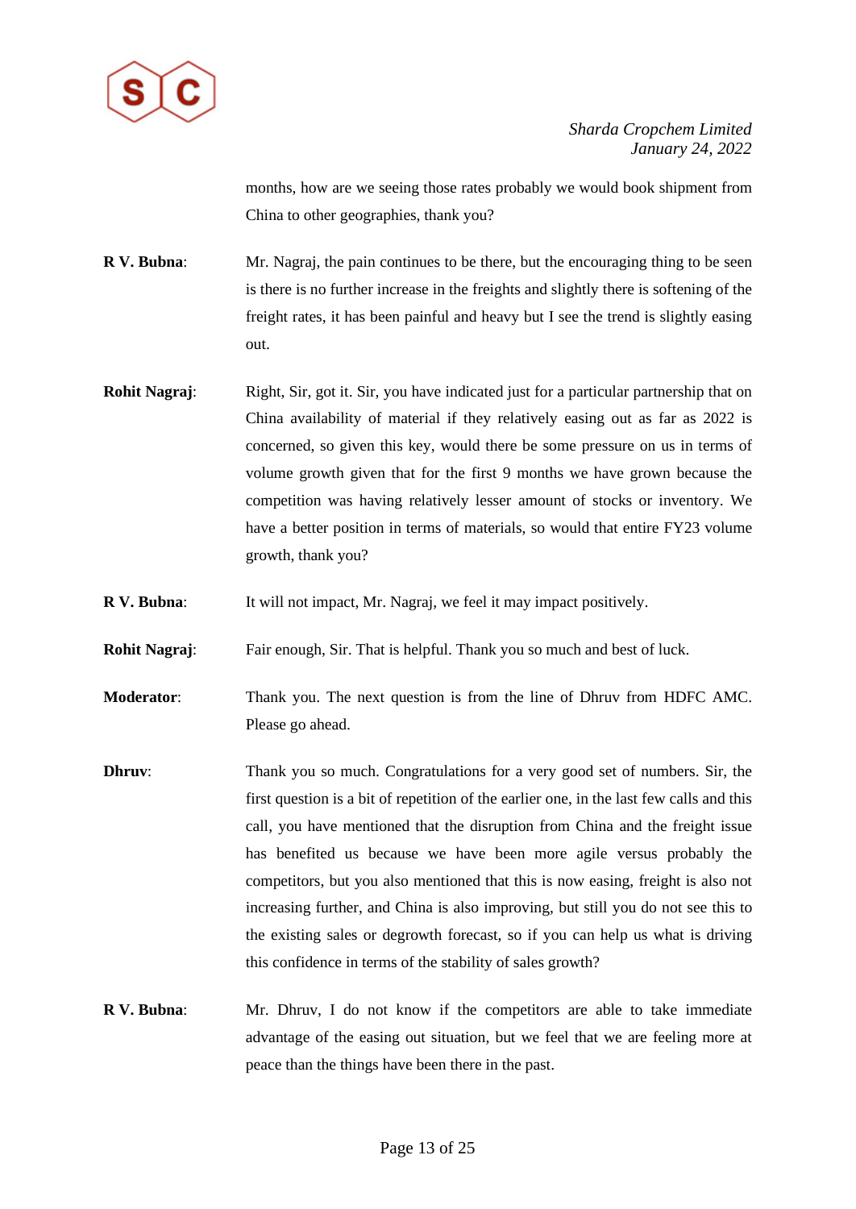months, how are we seeing those rates probably we would book shipment from China to other geographies, thank you?

**R V. Bubna**: Mr. Nagraj, the pain continues to be there, but the encouraging thing to be seen is there is no further increase in the freights and slightly there is softening of the freight rates, it has been painful and heavy but I see the trend is slightly easing out.

**Rohit Nagraj**: Right, Sir, got it. Sir, you have indicated just for a particular partnership that on China availability of material if they relatively easing out as far as 2022 is concerned, so given this key, would there be some pressure on us in terms of volume growth given that for the first 9 months we have grown because the competition was having relatively lesser amount of stocks or inventory. We have a better position in terms of materials, so would that entire FY23 volume growth, thank you?

**R V. Bubna**: It will not impact, Mr. Nagraj, we feel it may impact positively.

**Rohit Nagraj**: Fair enough, Sir. That is helpful. Thank you so much and best of luck.

**Moderator**: Thank you. The next question is from the line of Dhruv from HDFC AMC. Please go ahead.

**Dhruv**: Thank you so much. Congratulations for a very good set of numbers. Sir, the first question is a bit of repetition of the earlier one, in the last few calls and this call, you have mentioned that the disruption from China and the freight issue has benefited us because we have been more agile versus probably the competitors, but you also mentioned that this is now easing, freight is also not increasing further, and China is also improving, but still you do not see this to the existing sales or degrowth forecast, so if you can help us what is driving this confidence in terms of the stability of sales growth?

**R V. Bubna**: Mr. Dhruv, I do not know if the competitors are able to take immediate advantage of the easing out situation, but we feel that we are feeling more at peace than the things have been there in the past.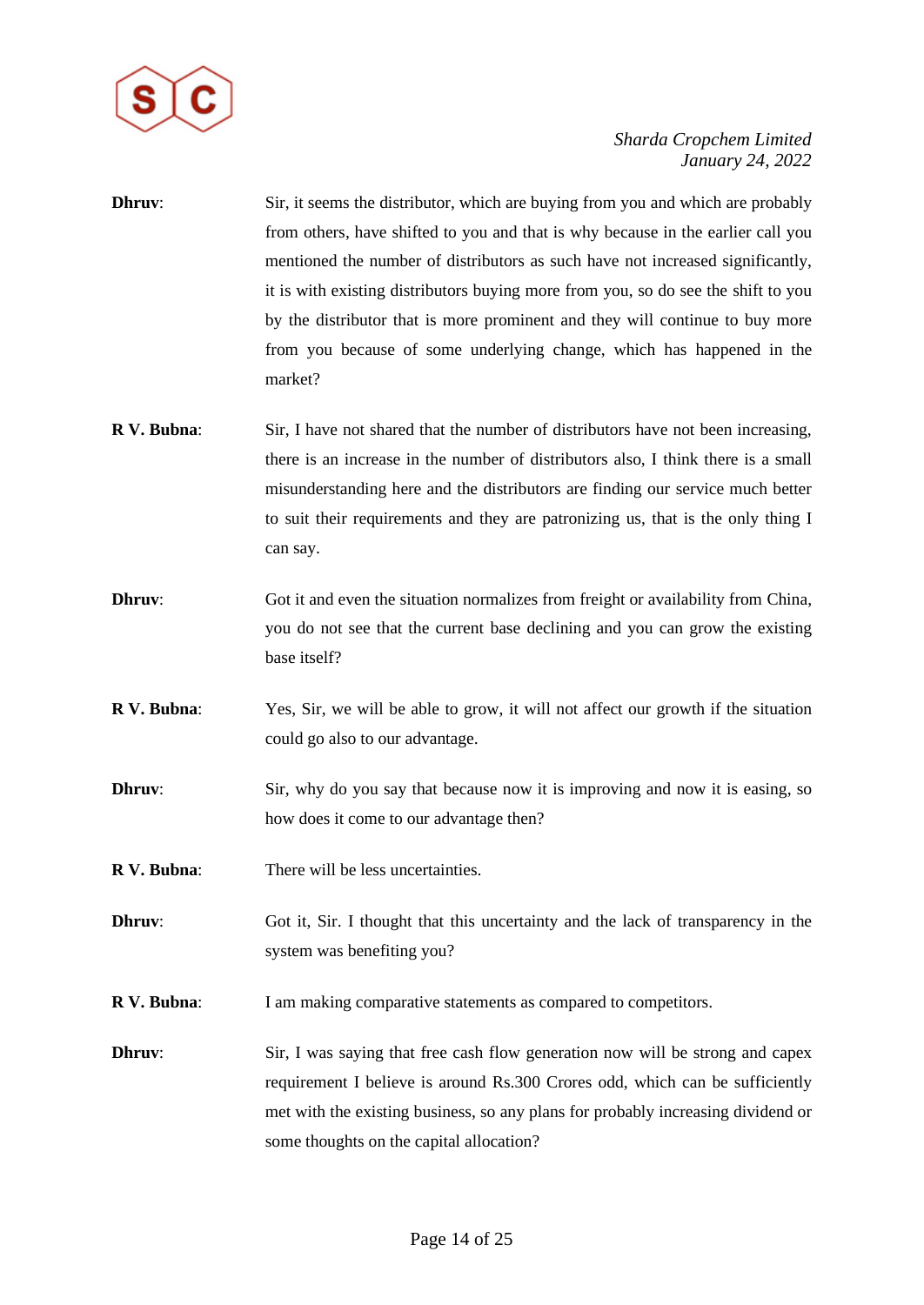**Dhruv**: Sir, it seems the distributor, which are buying from you and which are probably from others, have shifted to you and that is why because in the earlier call you mentioned the number of distributors as such have not increased significantly, it is with existing distributors buying more from you, so do see the shift to you by the distributor that is more prominent and they will continue to buy more from you because of some underlying change, which has happened in the market?

**R V. Bubna**: Sir, I have not shared that the number of distributors have not been increasing, there is an increase in the number of distributors also, I think there is a small misunderstanding here and the distributors are finding our service much better to suit their requirements and they are patronizing us, that is the only thing I can say.

**Dhruv**: Got it and even the situation normalizes from freight or availability from China, you do not see that the current base declining and you can grow the existing base itself?

**R V. Bubna**: Yes, Sir, we will be able to grow, it will not affect our growth if the situation could go also to our advantage.

**Dhruv**: Sir, why do you say that because now it is improving and now it is easing, so how does it come to our advantage then?

**R V. Bubna**: There will be less uncertainties.

**Dhruv**: Got it, Sir. I thought that this uncertainty and the lack of transparency in the system was benefiting you?

**R V. Bubna**: I am making comparative statements as compared to competitors.

**Dhruv**: Sir, I was saying that free cash flow generation now will be strong and capex requirement I believe is around Rs.300 Crores odd, which can be sufficiently met with the existing business, so any plans for probably increasing dividend or some thoughts on the capital allocation?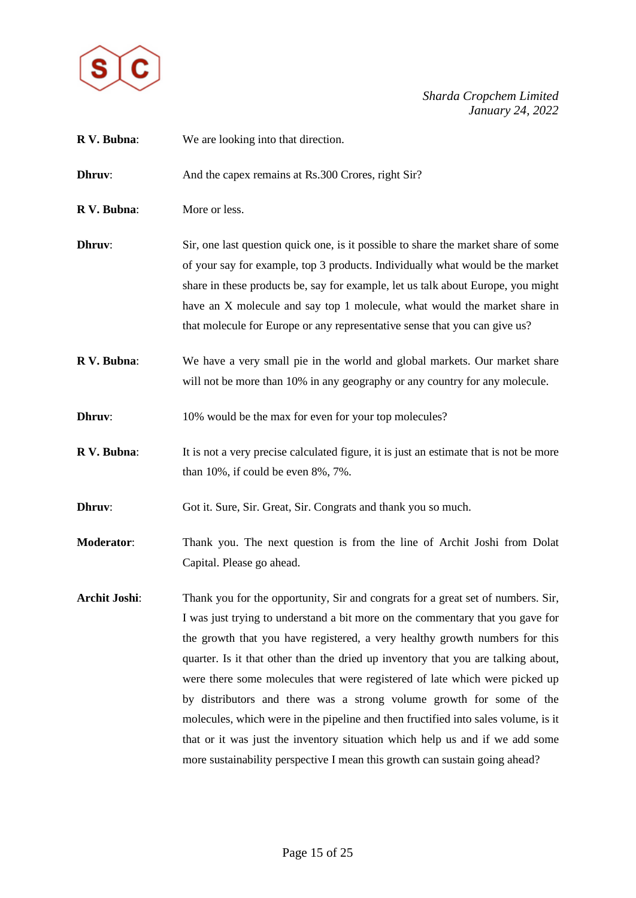**R V. Bubna**: We are looking into that direction.

**Dhruv**: And the capex remains at Rs.300 Crores, right Sir?

**R V. Bubna**: More or less.

**Dhruv**: Sir, one last question quick one, is it possible to share the market share of some of your say for example, top 3 products. Individually what would be the market share in these products be, say for example, let us talk about Europe, you might have an X molecule and say top 1 molecule, what would the market share in that molecule for Europe or any representative sense that you can give us?

**R V. Bubna**: We have a very small pie in the world and global markets. Our market share will not be more than 10% in any geography or any country for any molecule.

**Dhruv**: 10% would be the max for even for your top molecules?

**R V. Bubna**: It is not a very precise calculated figure, it is just an estimate that is not be more than 10%, if could be even 8%, 7%.

**Dhruv**: Got it. Sure, Sir. Great, Sir. Congrats and thank you so much.

**Moderator**: Thank you. The next question is from the line of Archit Joshi from Dolat Capital. Please go ahead.

**Archit Joshi**: Thank you for the opportunity, Sir and congrats for a great set of numbers. Sir, I was just trying to understand a bit more on the commentary that you gave for the growth that you have registered, a very healthy growth numbers for this quarter. Is it that other than the dried up inventory that you are talking about, were there some molecules that were registered of late which were picked up by distributors and there was a strong volume growth for some of the molecules, which were in the pipeline and then fructified into sales volume, is it that or it was just the inventory situation which help us and if we add some more sustainability perspective I mean this growth can sustain going ahead?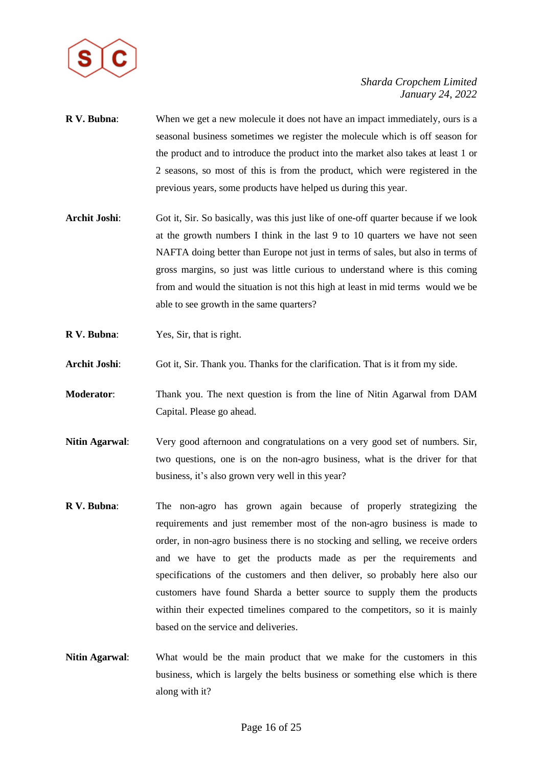**R V. Bubna**: When we get a new molecule it does not have an impact immediately, ours is a seasonal business sometimes we register the molecule which is off season for the product and to introduce the product into the market also takes at least 1 or 2 seasons, so most of this is from the product, which were registered in the previous years, some products have helped us during this year.

**Archit Joshi**: Got it, Sir. So basically, was this just like of one-off quarter because if we look at the growth numbers I think in the last 9 to 10 quarters we have not seen NAFTA doing better than Europe not just in terms of sales, but also in terms of gross margins, so just was little curious to understand where is this coming from and would the situation is not this high at least in mid terms would we be able to see growth in the same quarters?

**R V. Bubna**: Yes, Sir, that is right.

**Archit Joshi**: Got it, Sir. Thank you. Thanks for the clarification. That is it from my side.

**Moderator**: Thank you. The next question is from the line of Nitin Agarwal from DAM Capital. Please go ahead.

**Nitin Agarwal**: Very good afternoon and congratulations on a very good set of numbers. Sir, two questions, one is on the non-agro business, what is the driver for that business, it's also grown very well in this year?

**R V. Bubna**: The non-agro has grown again because of properly strategizing the requirements and just remember most of the non-agro business is made to order, in non-agro business there is no stocking and selling, we receive orders and we have to get the products made as per the requirements and specifications of the customers and then deliver, so probably here also our customers have found Sharda a better source to supply them the products within their expected timelines compared to the competitors, so it is mainly based on the service and deliveries.

**Nitin Agarwal**: What would be the main product that we make for the customers in this business, which is largely the belts business or something else which is there along with it?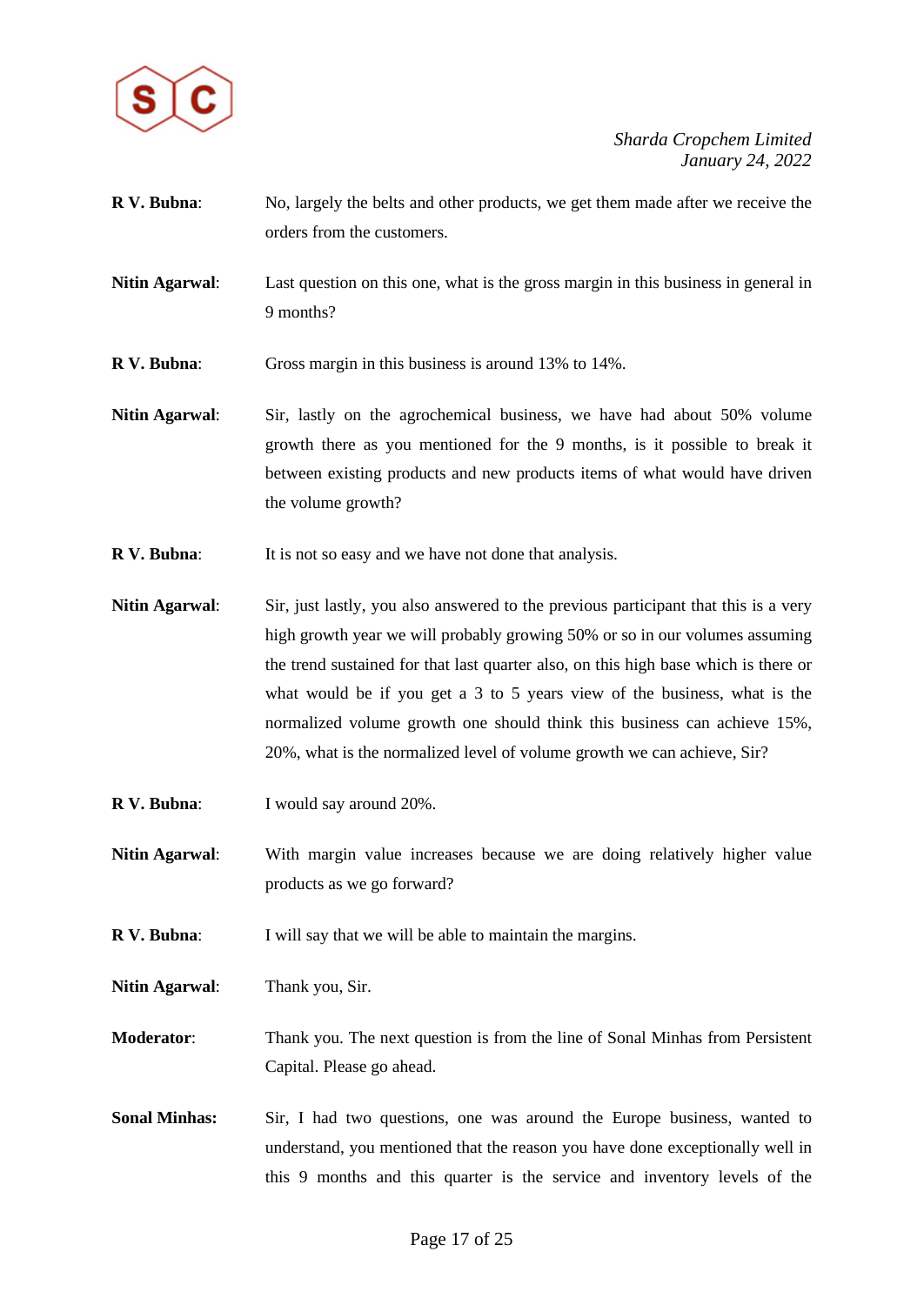**R V. Bubna**: No, largely the belts and other products, we get them made after we receive the orders from the customers.

**Nitin Agarwal**: Last question on this one, what is the gross margin in this business in general in 9 months?

**R V. Bubna**: Gross margin in this business is around 13% to 14%.

**Nitin Agarwal**: Sir, lastly on the agrochemical business, we have had about 50% volume growth there as you mentioned for the 9 months, is it possible to break it between existing products and new products items of what would have driven the volume growth?

**R V. Bubna**: It is not so easy and we have not done that analysis.

**Nitin Agarwal**: Sir, just lastly, you also answered to the previous participant that this is a very high growth year we will probably growing 50% or so in our volumes assuming the trend sustained for that last quarter also, on this high base which is there or what would be if you get a 3 to 5 years view of the business, what is the normalized volume growth one should think this business can achieve 15%, 20%, what is the normalized level of volume growth we can achieve, Sir?

**R V. Bubna**: I would say around 20%.

**Nitin Agarwal**: With margin value increases because we are doing relatively higher value products as we go forward?

**R V. Bubna**: I will say that we will be able to maintain the margins.

**Nitin Agarwal**: Thank you, Sir.

**Moderator**: Thank you. The next question is from the line of Sonal Minhas from Persistent Capital. Please go ahead.

**Sonal Minhas:** Sir, I had two questions, one was around the Europe business, wanted to understand, you mentioned that the reason you have done exceptionally well in this 9 months and this quarter is the service and inventory levels of the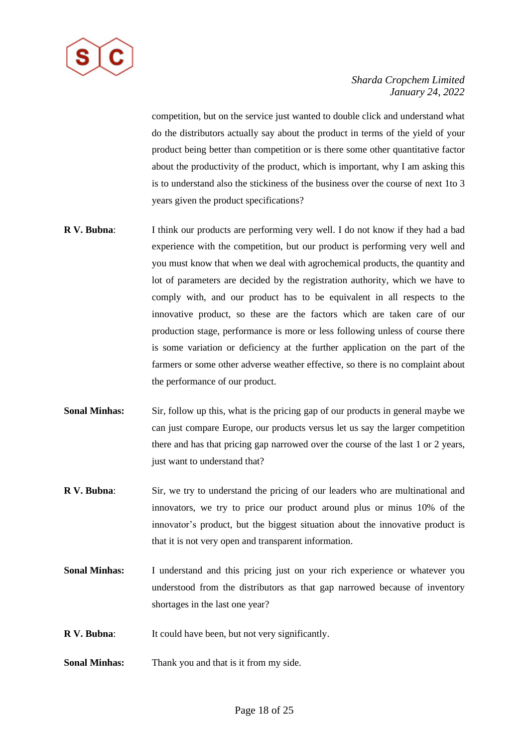competition, but on the service just wanted to double click and understand what do the distributors actually say about the product in terms of the yield of your product being better than competition or is there some other quantitative factor about the productivity of the product, which is important, why I am asking this is to understand also the stickiness of the business over the course of next 1to 3 years given the product specifications?

**R V. Bubna**: I think our products are performing very well. I do not know if they had a bad experience with the competition, but our product is performing very well and you must know that when we deal with agrochemical products, the quantity and lot of parameters are decided by the registration authority, which we have to comply with, and our product has to be equivalent in all respects to the innovative product, so these are the factors which are taken care of our production stage, performance is more or less following unless of course there is some variation or deficiency at the further application on the part of the farmers or some other adverse weather effective, so there is no complaint about the performance of our product.

**Sonal Minhas:** Sir, follow up this, what is the pricing gap of our products in general maybe we can just compare Europe, our products versus let us say the larger competition there and has that pricing gap narrowed over the course of the last 1 or 2 years, just want to understand that?

**R V. Bubna**: Sir, we try to understand the pricing of our leaders who are multinational and innovators, we try to price our product around plus or minus 10% of the innovator's product, but the biggest situation about the innovative product is that it is not very open and transparent information.

**Sonal Minhas:** I understand and this pricing just on your rich experience or whatever you understood from the distributors as that gap narrowed because of inventory shortages in the last one year?

**R V. Bubna**: It could have been, but not very significantly.

**Sonal Minhas:** Thank you and that is it from my side.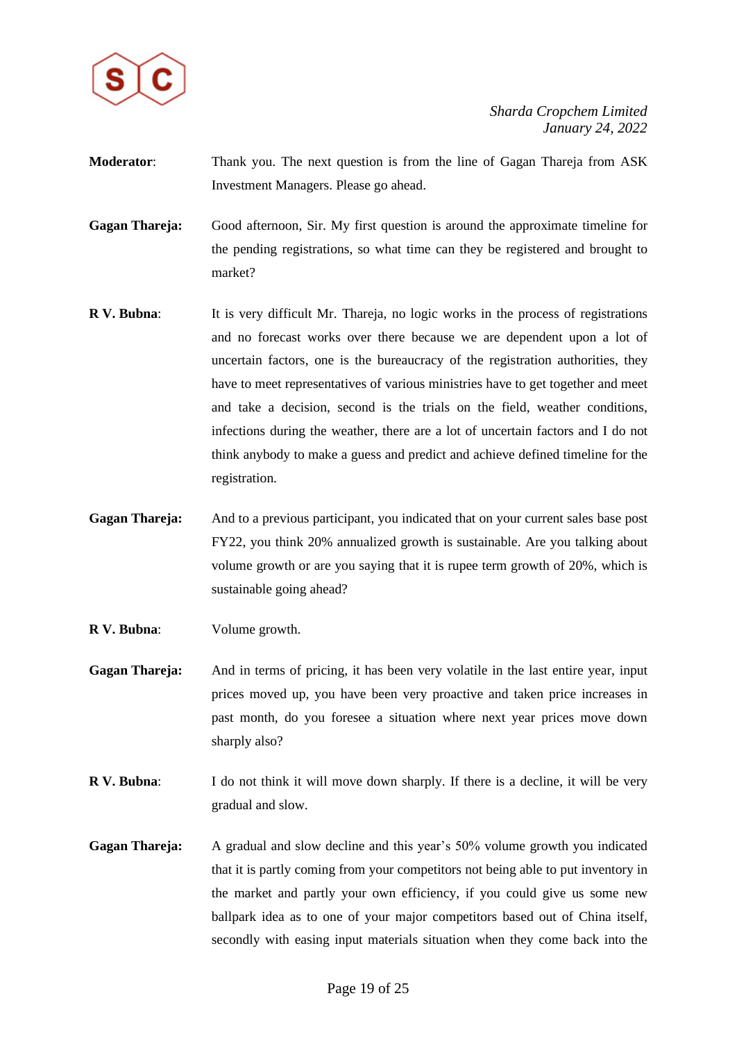**Moderator**: Thank you. The next question is from the line of Gagan Thareja from ASK Investment Managers. Please go ahead.

**Gagan Thareja:** Good afternoon, Sir. My first question is around the approximate timeline for the pending registrations, so what time can they be registered and brought to market?

**R V. Bubna**: It is very difficult Mr. Thareja, no logic works in the process of registrations and no forecast works over there because we are dependent upon a lot of uncertain factors, one is the bureaucracy of the registration authorities, they have to meet representatives of various ministries have to get together and meet and take a decision, second is the trials on the field, weather conditions, infections during the weather, there are a lot of uncertain factors and I do not think anybody to make a guess and predict and achieve defined timeline for the registration.

**Gagan Thareja:** And to a previous participant, you indicated that on your current sales base post FY22, you think 20% annualized growth is sustainable. Are you talking about volume growth or are you saying that it is rupee term growth of 20%, which is sustainable going ahead?

**R V. Bubna**: Volume growth.

**Gagan Thareja:** And in terms of pricing, it has been very volatile in the last entire year, input prices moved up, you have been very proactive and taken price increases in past month, do you foresee a situation where next year prices move down sharply also?

**R V. Bubna**: I do not think it will move down sharply. If there is a decline, it will be very gradual and slow.

**Gagan Thareja:** A gradual and slow decline and this year's 50% volume growth you indicated that it is partly coming from your competitors not being able to put inventory in the market and partly your own efficiency, if you could give us some new ballpark idea as to one of your major competitors based out of China itself, secondly with easing input materials situation when they come back into the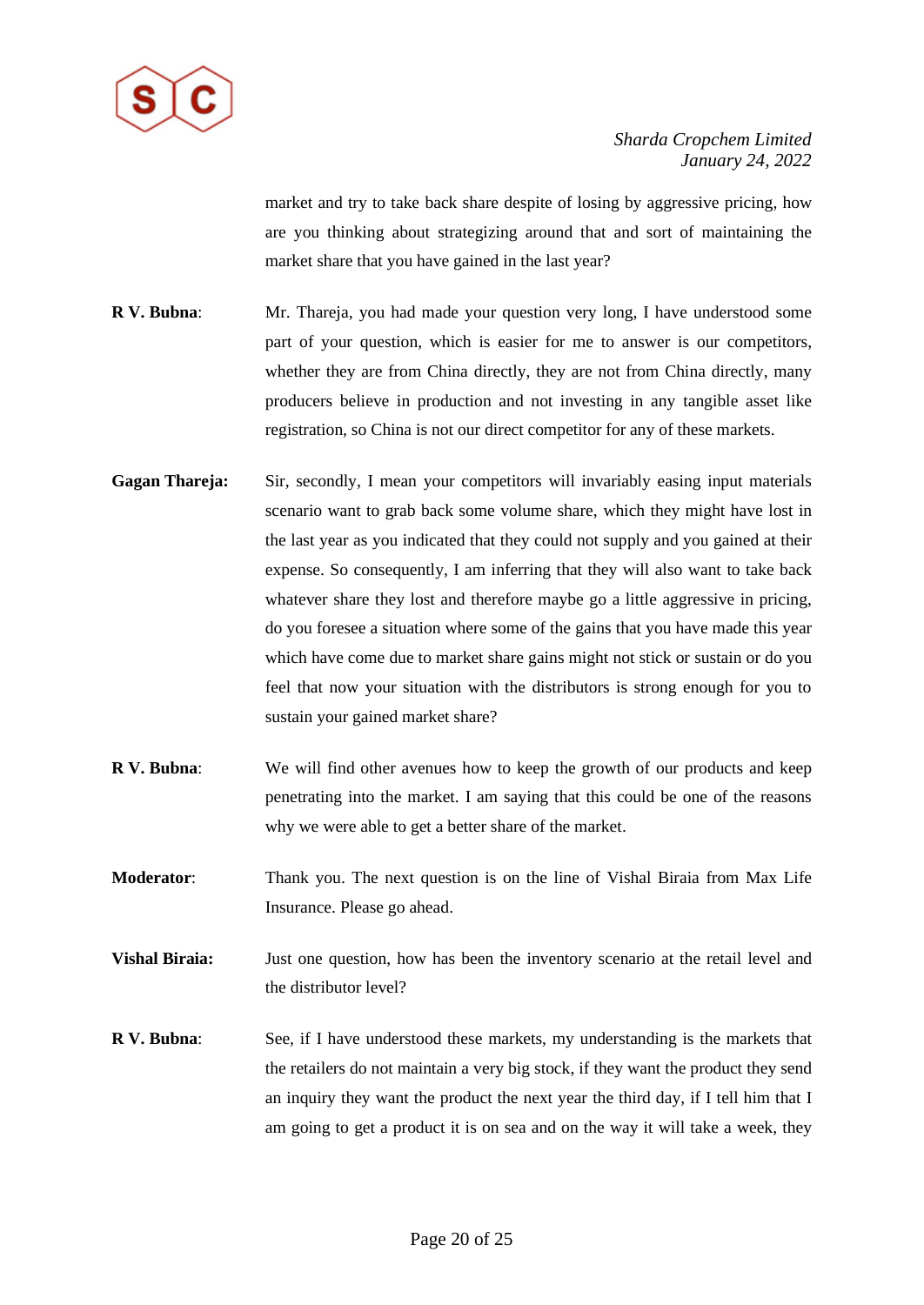market and try to take back share despite of losing by aggressive pricing, how are you thinking about strategizing around that and sort of maintaining the market share that you have gained in the last year?

**R V. Bubna**: Mr. Thareja, you had made your question very long, I have understood some part of your question, which is easier for me to answer is our competitors, whether they are from China directly, they are not from China directly, many producers believe in production and not investing in any tangible asset like registration, so China is not our direct competitor for any of these markets.

**Gagan Thareja:** Sir, secondly, I mean your competitors will invariably easing input materials scenario want to grab back some volume share, which they might have lost in the last year as you indicated that they could not supply and you gained at their expense. So consequently, I am inferring that they will also want to take back whatever share they lost and therefore maybe go a little aggressive in pricing, do you foresee a situation where some of the gains that you have made this year which have come due to market share gains might not stick or sustain or do you feel that now your situation with the distributors is strong enough for you to sustain your gained market share?

**R V. Bubna**: We will find other avenues how to keep the growth of our products and keep penetrating into the market. I am saying that this could be one of the reasons why we were able to get a better share of the market.

**Moderator**: Thank you. The next question is on the line of Vishal Biraia from Max Life Insurance. Please go ahead.

**Vishal Biraia:** Just one question, how has been the inventory scenario at the retail level and the distributor level?

**R V. Bubna**: See, if I have understood these markets, my understanding is the markets that the retailers do not maintain a very big stock, if they want the product they send an inquiry they want the product the next year the third day, if I tell him that I am going to get a product it is on sea and on the way it will take a week, they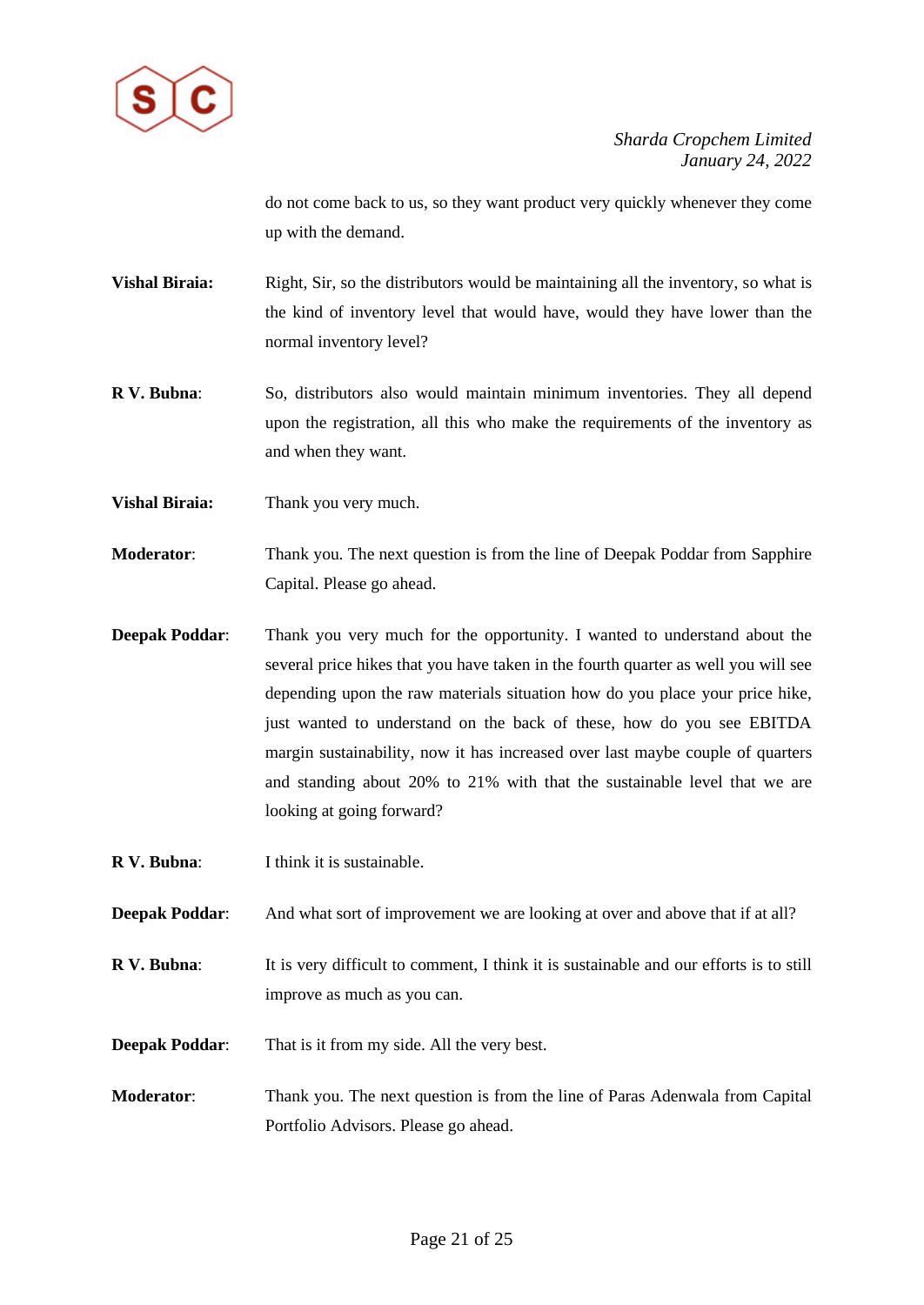do not come back to us, so they want product very quickly whenever they come up with the demand.

**Vishal Biraia:** Right, Sir, so the distributors would be maintaining all the inventory, so what is the kind of inventory level that would have, would they have lower than the normal inventory level?

**R V. Bubna**: So, distributors also would maintain minimum inventories. They all depend upon the registration, all this who make the requirements of the inventory as and when they want.

**Vishal Biraia:** Thank you very much.

**Moderator**: Thank you. The next question is from the line of Deepak Poddar from Sapphire Capital. Please go ahead.

**Deepak Poddar**: Thank you very much for the opportunity. I wanted to understand about the several price hikes that you have taken in the fourth quarter as well you will see depending upon the raw materials situation how do you place your price hike, just wanted to understand on the back of these, how do you see EBITDA margin sustainability, now it has increased over last maybe couple of quarters and standing about 20% to 21% with that the sustainable level that we are looking at going forward?

**R V. Bubna**: I think it is sustainable.

**Deepak Poddar**: And what sort of improvement we are looking at over and above that if at all?

**R V. Bubna**: It is very difficult to comment, I think it is sustainable and our efforts is to still improve as much as you can.

**Deepak Poddar**: That is it from my side. All the very best.

**Moderator**: Thank you. The next question is from the line of Paras Adenwala from Capital Portfolio Advisors. Please go ahead.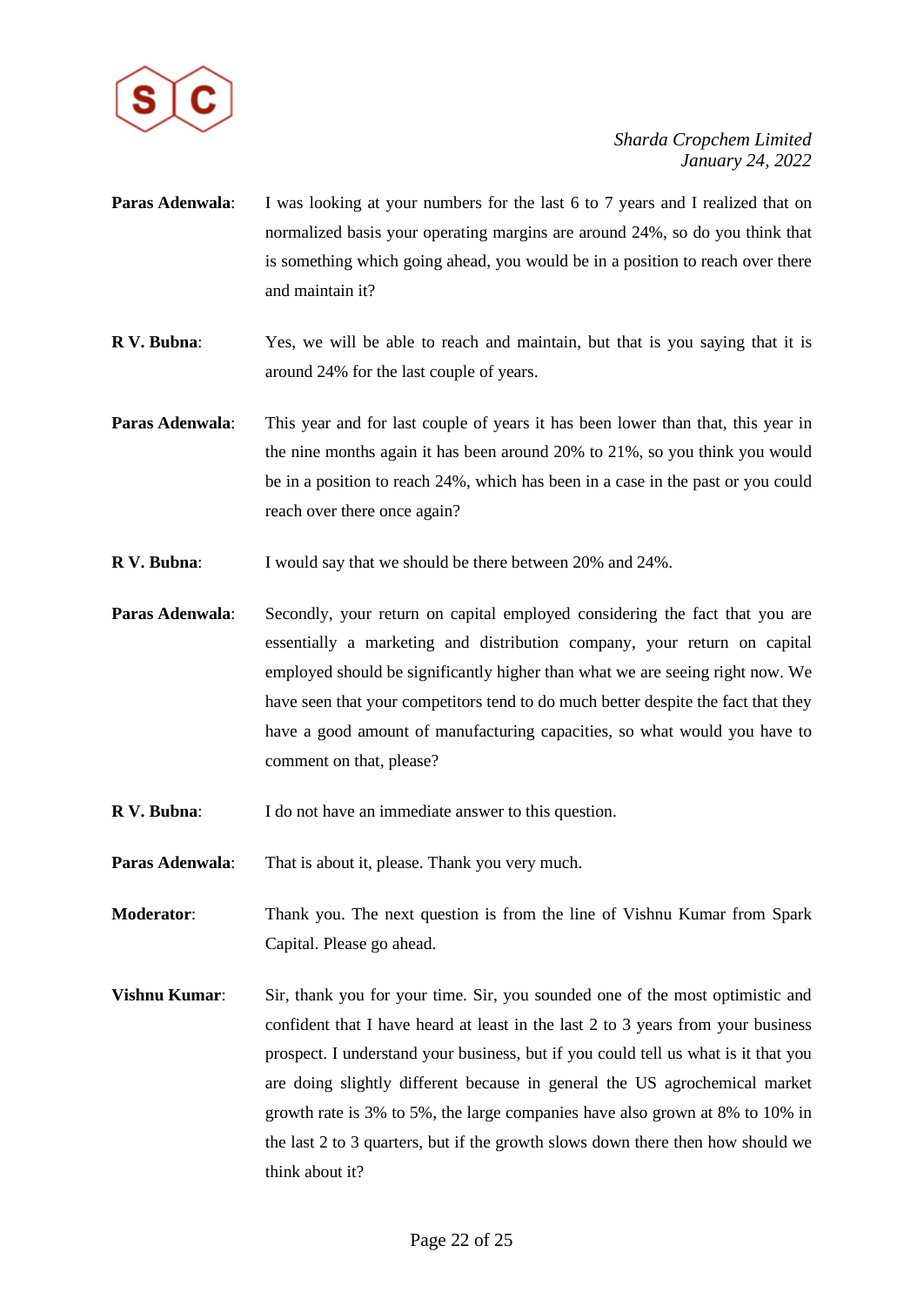**Paras Adenwala**: I was looking at your numbers for the last 6 to 7 years and I realized that on normalized basis your operating margins are around 24%, so do you think that is something which going ahead, you would be in a position to reach over there and maintain it?

**R V. Bubna**: Yes, we will be able to reach and maintain, but that is you saying that it is around 24% for the last couple of years.

**Paras Adenwala**: This year and for last couple of years it has been lower than that, this year in the nine months again it has been around 20% to 21%, so you think you would be in a position to reach 24%, which has been in a case in the past or you could reach over there once again?

**R V. Bubna**: I would say that we should be there between 20% and 24%.

**Paras Adenwala**: Secondly, your return on capital employed considering the fact that you are essentially a marketing and distribution company, your return on capital employed should be significantly higher than what we are seeing right now. We have seen that your competitors tend to do much better despite the fact that they have a good amount of manufacturing capacities, so what would you have to comment on that, please?

**R V. Bubna**: I do not have an immediate answer to this question.

**Paras Adenwala**: That is about it, please. Thank you very much.

**Moderator**: Thank you. The next question is from the line of Vishnu Kumar from Spark Capital. Please go ahead.

**Vishnu Kumar**: Sir, thank you for your time. Sir, you sounded one of the most optimistic and confident that I have heard at least in the last 2 to 3 years from your business prospect. I understand your business, but if you could tell us what is it that you are doing slightly different because in general the US agrochemical market growth rate is 3% to 5%, the large companies have also grown at 8% to 10% in the last 2 to 3 quarters, but if the growth slows down there then how should we think about it?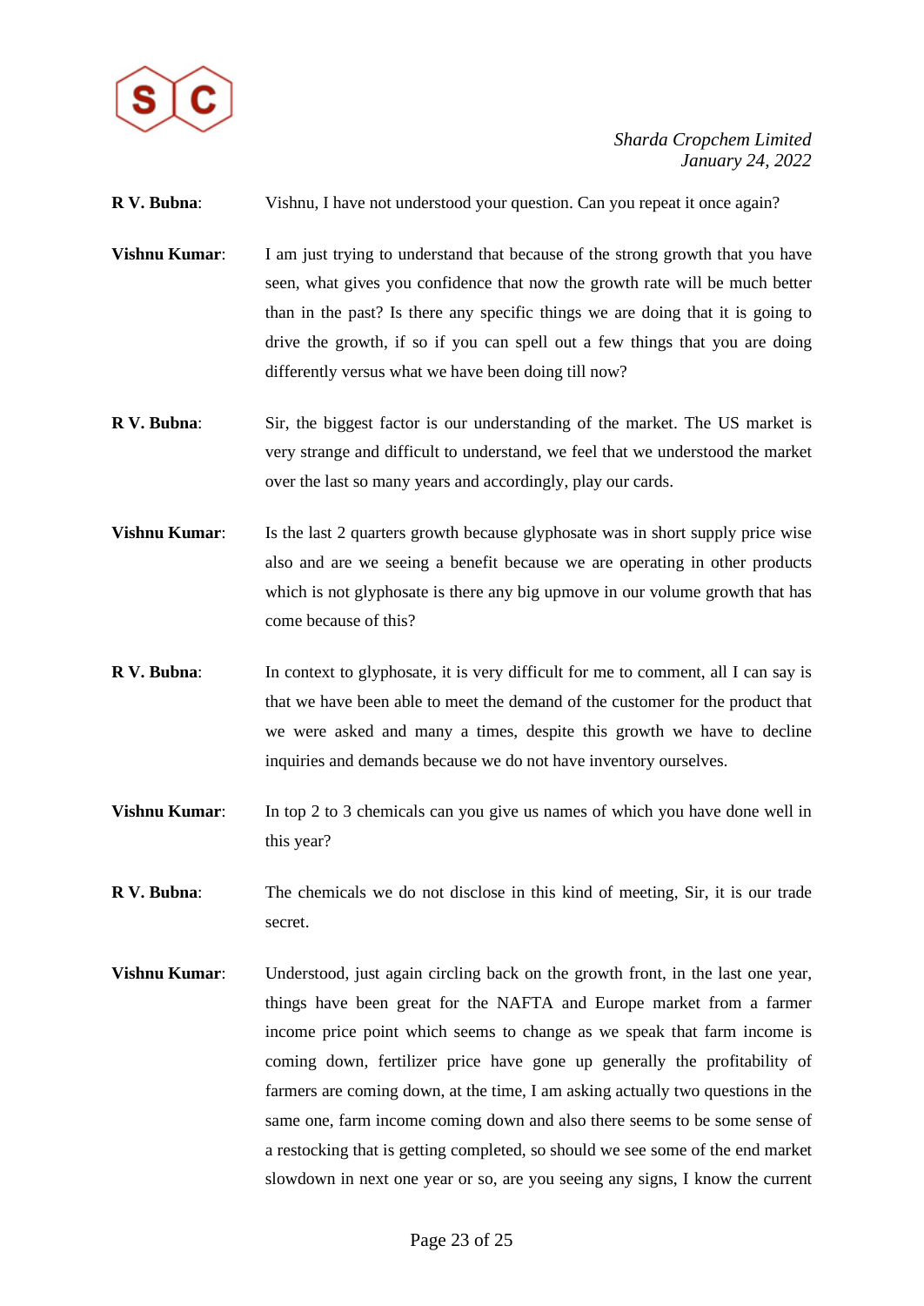**R V. Bubna**: Vishnu, I have not understood your question. Can you repeat it once again?

**Vishnu Kumar**: I am just trying to understand that because of the strong growth that you have seen, what gives you confidence that now the growth rate will be much better than in the past? Is there any specific things we are doing that it is going to drive the growth, if so if you can spell out a few things that you are doing differently versus what we have been doing till now?

**R V. Bubna**: Sir, the biggest factor is our understanding of the market. The US market is very strange and difficult to understand, we feel that we understood the market over the last so many years and accordingly, play our cards.

**Vishnu Kumar**: Is the last 2 quarters growth because glyphosate was in short supply price wise also and are we seeing a benefit because we are operating in other products which is not glyphosate is there any big upmove in our volume growth that has come because of this?

**R V. Bubna**: In context to glyphosate, it is very difficult for me to comment, all I can say is that we have been able to meet the demand of the customer for the product that we were asked and many a times, despite this growth we have to decline inquiries and demands because we do not have inventory ourselves.

**Vishnu Kumar**: In top 2 to 3 chemicals can you give us names of which you have done well in this year?

**R V. Bubna**: The chemicals we do not disclose in this kind of meeting, Sir, it is our trade secret.

**Vishnu Kumar**: Understood, just again circling back on the growth front, in the last one year, things have been great for the NAFTA and Europe market from a farmer income price point which seems to change as we speak that farm income is coming down, fertilizer price have gone up generally the profitability of farmers are coming down, at the time, I am asking actually two questions in the same one, farm income coming down and also there seems to be some sense of a restocking that is getting completed, so should we see some of the end market slowdown in next one year or so, are you seeing any signs, I know the current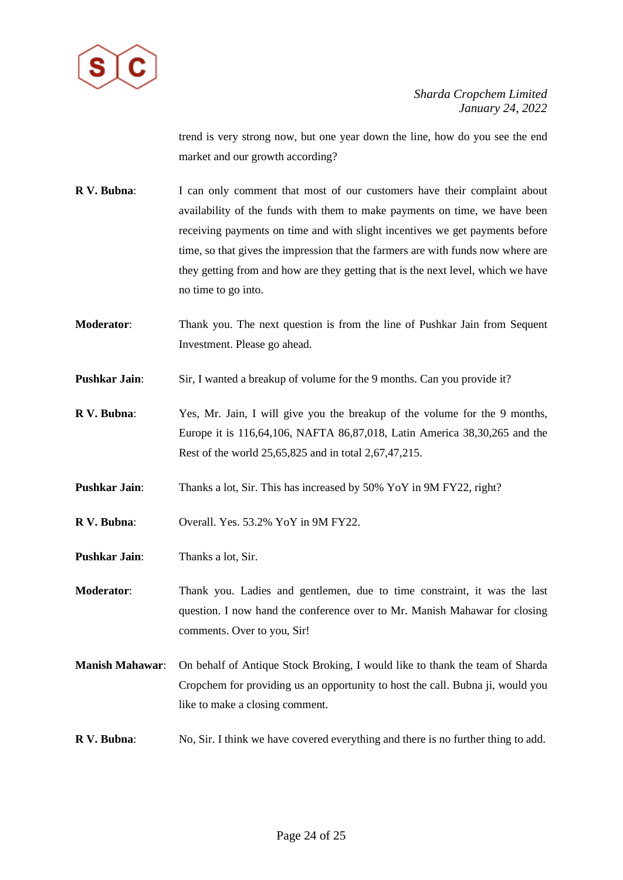trend is very strong now, but one year down the line, how do you see the end market and our growth according?

**R V. Bubna**: I can only comment that most of our customers have their complaint about availability of the funds with them to make payments on time, we have been receiving payments on time and with slight incentives we get payments before time, so that gives the impression that the farmers are with funds now where are they getting from and how are they getting that is the next level, which we have no time to go into.

**Moderator**: Thank you. The next question is from the line of Pushkar Jain from Sequent Investment. Please go ahead.

**Pushkar Jain**: Sir, I wanted a breakup of volume for the 9 months. Can you provide it?

**R V. Bubna**: Yes, Mr. Jain, I will give you the breakup of the volume for the 9 months, Europe it is 116,64,106, NAFTA 86,87,018, Latin America 38,30,265 and the Rest of the world 25,65,825 and in total 2,67,47,215.

**Pushkar Jain**: Thanks a lot, Sir. This has increased by 50% YoY in 9M FY22, right?

**R V. Bubna**: Overall. Yes. 53.2% YoY in 9M FY22.

**Pushkar Jain**: Thanks a lot, Sir.

**Moderator**: Thank you. Ladies and gentlemen, due to time constraint, it was the last question. I now hand the conference over to Mr. Manish Mahawar for closing comments. Over to you, Sir!

**Manish Mahawar**: On behalf of Antique Stock Broking, I would like to thank the team of Sharda Cropchem for providing us an opportunity to host the call. Bubna ji, would you like to make a closing comment.

**R V. Bubna**: No, Sir. I think we have covered everything and there is no further thing to add.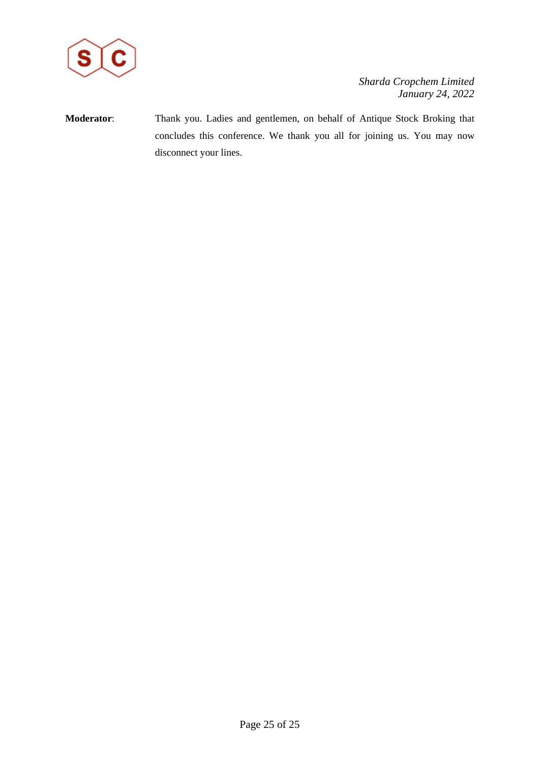**Moderator**: Thank you. Ladies and gentlemen, on behalf of Antique Stock Broking that concludes this conference. We thank you all for joining us. You may now disconnect your lines.